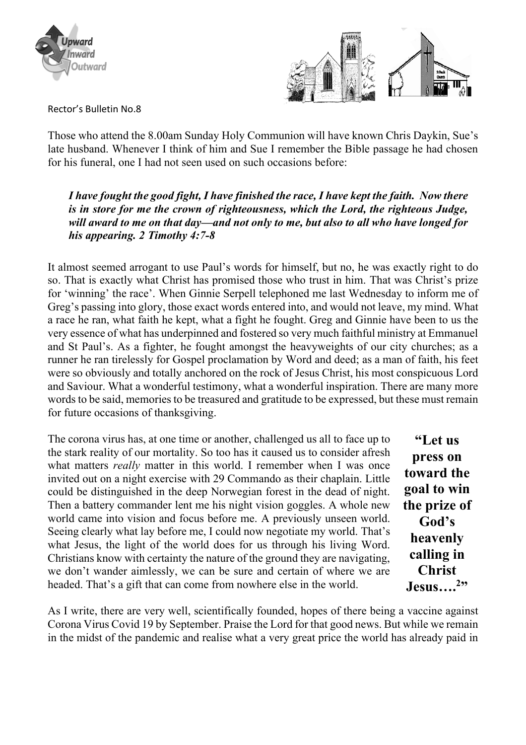Rector's Bulletin No.8

Those who attend the 8.00am Sunday Holy Communion will have known Chris Daykin, Sue's late husband. Whenever I think of him and Sue I remember the Bible passage he had chosen for his funeral, one I had not seen used on such occasions before:

> ***I have fought the good fight, I have finished the race, I have kept the faith. Now there is in store for me the crown of righteousness, which the Lord, the righteous Judge, will award to me on that day—and not only to me, but also to all who have longed for his appearing. 2 Timothy 4:7-8***

It almost seemed arrogant to use Paul's words for himself, but no, he was exactly right to do so. That is exactly what Christ has promised those who trust in him. That was Christ's prize for 'winning' the race'. When Ginnie Serpell telephoned me last Wednesday to inform me of Greg's passing into glory, those exact words entered into, and would not leave, my mind. What a race he ran, what faith he kept, what a fight he fought. Greg and Ginnie have been to us the very essence of what has underpinned and fostered so very much faithful ministry at Emmanuel and St Paul's. As a fighter, he fought amongst the heavyweights of our city churches; as a runner he ran tirelessly for Gospel proclamation by Word and deed; as a man of faith, his feet were so obviously and totally anchored on the rock of Jesus Christ, his most conspicuous Lord and Saviour. What a wonderful testimony, what a wonderful inspiration. There are many more words to be said, memories to be treasured and gratitude to be expressed, but these must remain for future occasions of thanksgiving.

The corona virus has, at one time or another, challenged us all to face up to the stark reality of our mortality. So too has it caused us to consider afresh what matters *really* matter in this world. I remember when I was once invited out on a night exercise with 29 Commando as their chaplain. Little could be distinguished in the deep Norwegian forest in the dead of night. Then a battery commander lent me his night vision goggles. A whole new world came into vision and focus before me. A previously unseen world. Seeing clearly what lay before me, I could now negotiate my world. That's what Jesus, the light of the world does for us through his living Word. Christians know with certainty the nature of the ground they are navigating, we don't wander aimlessly, we can be sure and certain of where we are headed. That's a gift that can come from nowhere else in the world.

> **"Let us press on toward the goal to win the prize of God's heavenly calling in Christ Jesus….[2]"**

As I write, there are very well, scientifically founded, hopes of there being a vaccine against Corona Virus Covid 19 by September. Praise the Lord for that good news. But while we remain in the midst of the pandemic and realise what a very great price the world has already paid in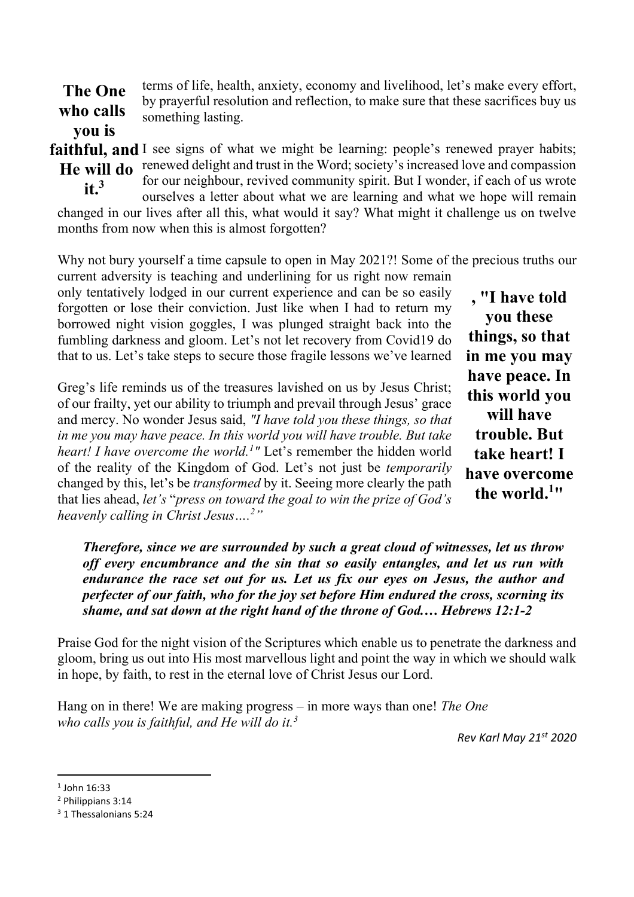**The One who calls you is faithful, and He will do it.[3]**

terms of life, health, anxiety, economy and livelihood, let's make every effort, by prayerful resolution and reflection, to make sure that these sacrifices buy us something lasting.

I see signs of what we might be learning: people's renewed prayer habits; renewed delight and trust in the Word; society's increased love and compassion for our neighbour, revived community spirit. But I wonder, if each of us wrote ourselves a letter about what we are learning and what we hope will remain changed in our lives after all this, what would it say? What might it challenge us on twelve months from now when this is almost forgotten?

Why not bury yourself a time capsule to open in May 2021?! Some of the precious truths our current adversity is teaching and underlining for us right now remain only tentatively lodged in our current experience and can be so easily forgotten or lose their conviction. Just like when I had to return my borrowed night vision goggles, I was plunged straight back into the fumbling darkness and gloom. Let's not let recovery from Covid19 do that to us. Let's take steps to secure those fragile lessons we've learned

**, "I have told you these things, so that in me you may have peace. In this world you will have trouble. But take heart! I have overcome the world.[1]"**

Greg's life reminds us of the treasures lavished on us by Jesus Christ; of our frailty, yet our ability to triumph and prevail through Jesus' grace and mercy. No wonder Jesus said, *"I have told you these things, so that in me you may have peace. In this world you will have trouble. But take heart! I have overcome the world.[1]"* Let's remember the hidden world of the reality of the Kingdom of God. Let's not just be *temporarily* changed by this, let's be *transformed* by it. Seeing more clearly the path that lies ahead, *let's* "*press on toward the goal to win the prize of God's heavenly calling in Christ Jesus….[2]"*

> ***Therefore, since we are surrounded by such a great cloud of witnesses, let us throw off every encumbrance and the sin that so easily entangles, and let us run with endurance the race set out for us. Let us fix our eyes on Jesus, the author and perfecter of our faith, who for the joy set before Him endured the cross, scorning its shame, and sat down at the right hand of the throne of God.… Hebrews 12:1-2***

Praise God for the night vision of the Scriptures which enable us to penetrate the darkness and gloom, bring us out into His most marvellous light and point the way in which we should walk in hope, by faith, to rest in the eternal love of Christ Jesus our Lord.

Hang on in there! We are making progress – in more ways than one! *The One who calls you is faithful, and He will do it.[3]*

*Rev Karl May 21st 2020*

---

[1] John 16:33

[2] Philippians 3:14

[3] 1 Thessalonians 5:24